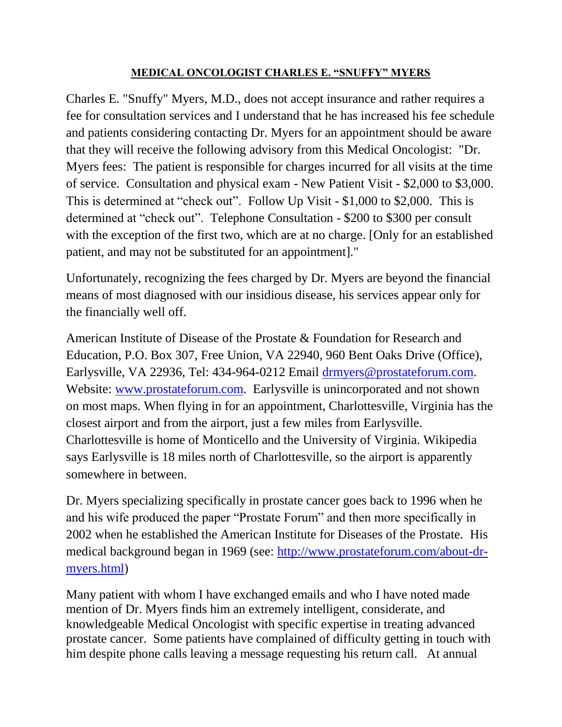## MEDICAL ONCOLOGIST CHARLES E. "SNUFFY" MYERS

Charles E. "Snuffy" Myers, M.D., does not accept insurance and rather requires a fee for consultation services and I understand that he has increased his fee schedule and patients considering contacting Dr. Myers for an appointment should be aware that they will receive the following advisory from this Medical Oncologist: "Dr. Myers fees: The patient is responsible for charges incurred for all visits at the time of service. Consultation and physical exam - New Patient Visit - $2,000 to $3,000. This is determined at "check out". Follow Up Visit - $1,000 to $2,000. This is determined at "check out". Telephone Consultation - $200 to $300 per consult with the exception of the first two, which are at no charge. [Only for an established patient, and may not be substituted for an appointment]."

Unfortunately, recognizing the fees charged by Dr. Myers are beyond the financial means of most diagnosed with our insidious disease, his services appear only for the financially well off.

American Institute of Disease of the Prostate & Foundation for Research and Education, P.O. Box 307, Free Union, VA 22940, 960 Bent Oaks Drive (Office), Earlysville, VA 22936, Tel: 434-964-0212 Email [drmyers@prostateforum.com](mailto:drmyers@prostateforum.com). Website: [www.prostateforum.com](http://www.prostateforum.com). Earlysville is unincorporated and not shown on most maps. When flying in for an appointment, Charlottesville, Virginia has the closest airport and from the airport, just a few miles from Earlysville. Charlottesville is home of Monticello and the University of Virginia. Wikipedia says Earlysville is 18 miles north of Charlottesville, so the airport is apparently somewhere in between.

Dr. Myers specializing specifically in prostate cancer goes back to 1996 when he and his wife produced the paper "Prostate Forum" and then more specifically in 2002 when he established the American Institute for Diseases of the Prostate. His medical background began in 1969 (see: [http://www.prostateforum.com/about-dr-myers.html](http://www.prostateforum.com/about-dr-myers.html))

Many patient with whom I have exchanged emails and who I have noted made mention of Dr. Myers finds him an extremely intelligent, considerate, and knowledgeable Medical Oncologist with specific expertise in treating advanced prostate cancer. Some patients have complained of difficulty getting in touch with him despite phone calls leaving a message requesting his return call. At annual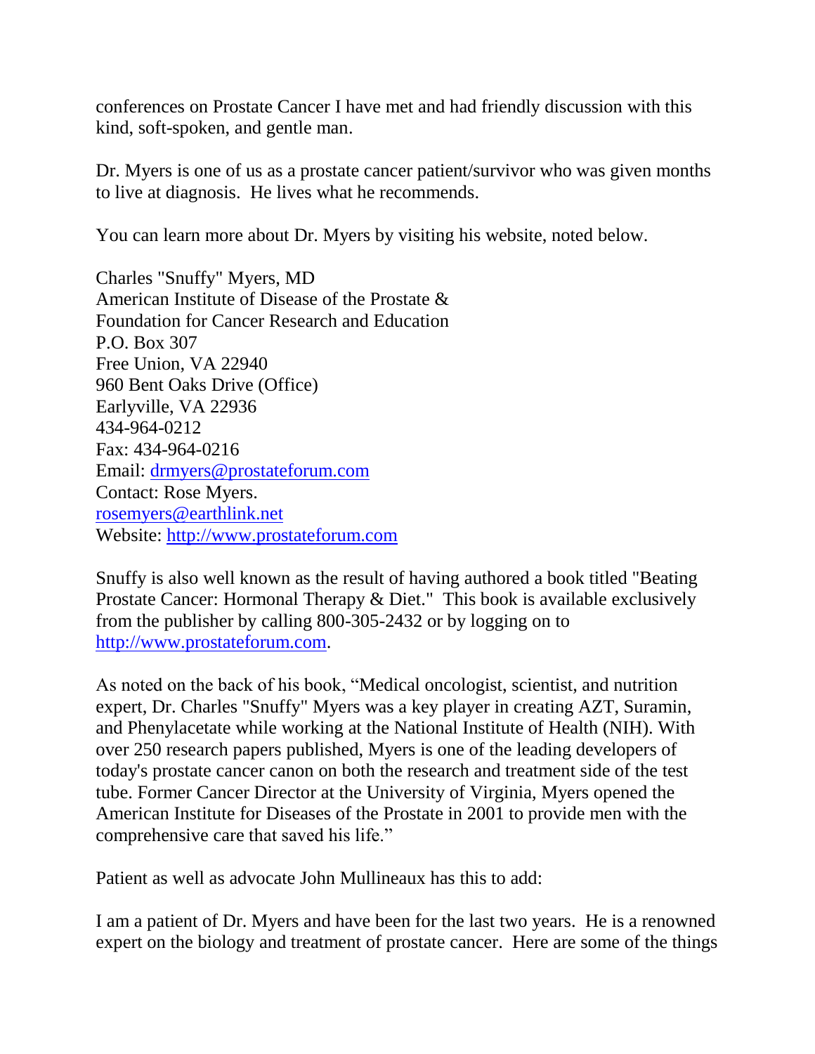conferences on Prostate Cancer I have met and had friendly discussion with this kind, soft-spoken, and gentle man.

Dr. Myers is one of us as a prostate cancer patient/survivor who was given months to live at diagnosis. He lives what he recommends.

You can learn more about Dr. Myers by visiting his website, noted below.

Charles "Snuffy" Myers, MD  
American Institute of Disease of the Prostate &  
Foundation for Cancer Research and Education  
P.O. Box 307  
Free Union, VA 22940  
960 Bent Oaks Drive (Office)  
Earlyville, VA 22936  
434-964-0212  
Fax: 434-964-0216  
Email: drmyers@prostateforum.com  
Contact: Rose Myers.  
rosemyers@earthlink.net  
Website: http://www.prostateforum.com

Snuffy is also well known as the result of having authored a book titled "Beating Prostate Cancer: Hormonal Therapy & Diet." This book is available exclusively from the publisher by calling 800-305-2432 or by logging on to http://www.prostateforum.com.

As noted on the back of his book, “Medical oncologist, scientist, and nutrition expert, Dr. Charles "Snuffy" Myers was a key player in creating AZT, Suramin, and Phenylacetate while working at the National Institute of Health (NIH). With over 250 research papers published, Myers is one of the leading developers of today's prostate cancer canon on both the research and treatment side of the test tube. Former Cancer Director at the University of Virginia, Myers opened the American Institute for Diseases of the Prostate in 2001 to provide men with the comprehensive care that saved his life.”

Patient as well as advocate John Mullineaux has this to add:

I am a patient of Dr. Myers and have been for the last two years. He is a renowned expert on the biology and treatment of prostate cancer. Here are some of the things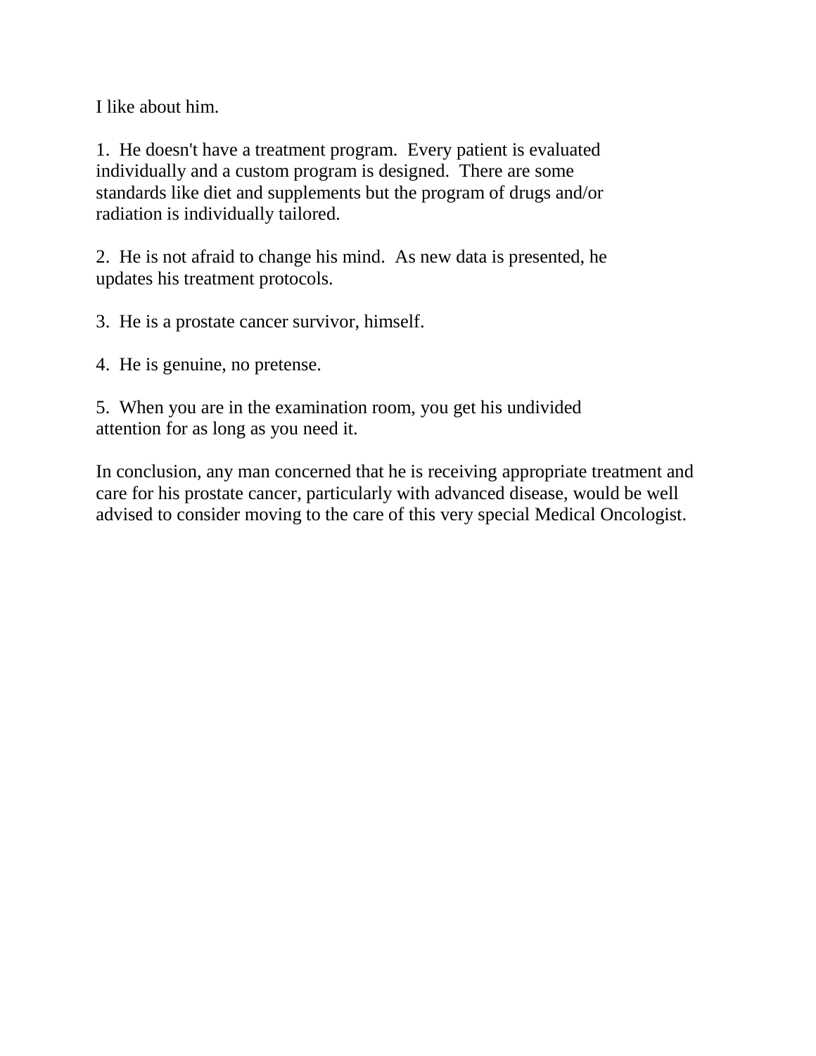I like about him.

1. He doesn't have a treatment program. Every patient is evaluated individually and a custom program is designed. There are some standards like diet and supplements but the program of drugs and/or radiation is individually tailored.

2. He is not afraid to change his mind. As new data is presented, he updates his treatment protocols.

3. He is a prostate cancer survivor, himself.

4. He is genuine, no pretense.

5. When you are in the examination room, you get his undivided attention for as long as you need it.

In conclusion, any man concerned that he is receiving appropriate treatment and care for his prostate cancer, particularly with advanced disease, would be well advised to consider moving to the care of this very special Medical Oncologist.